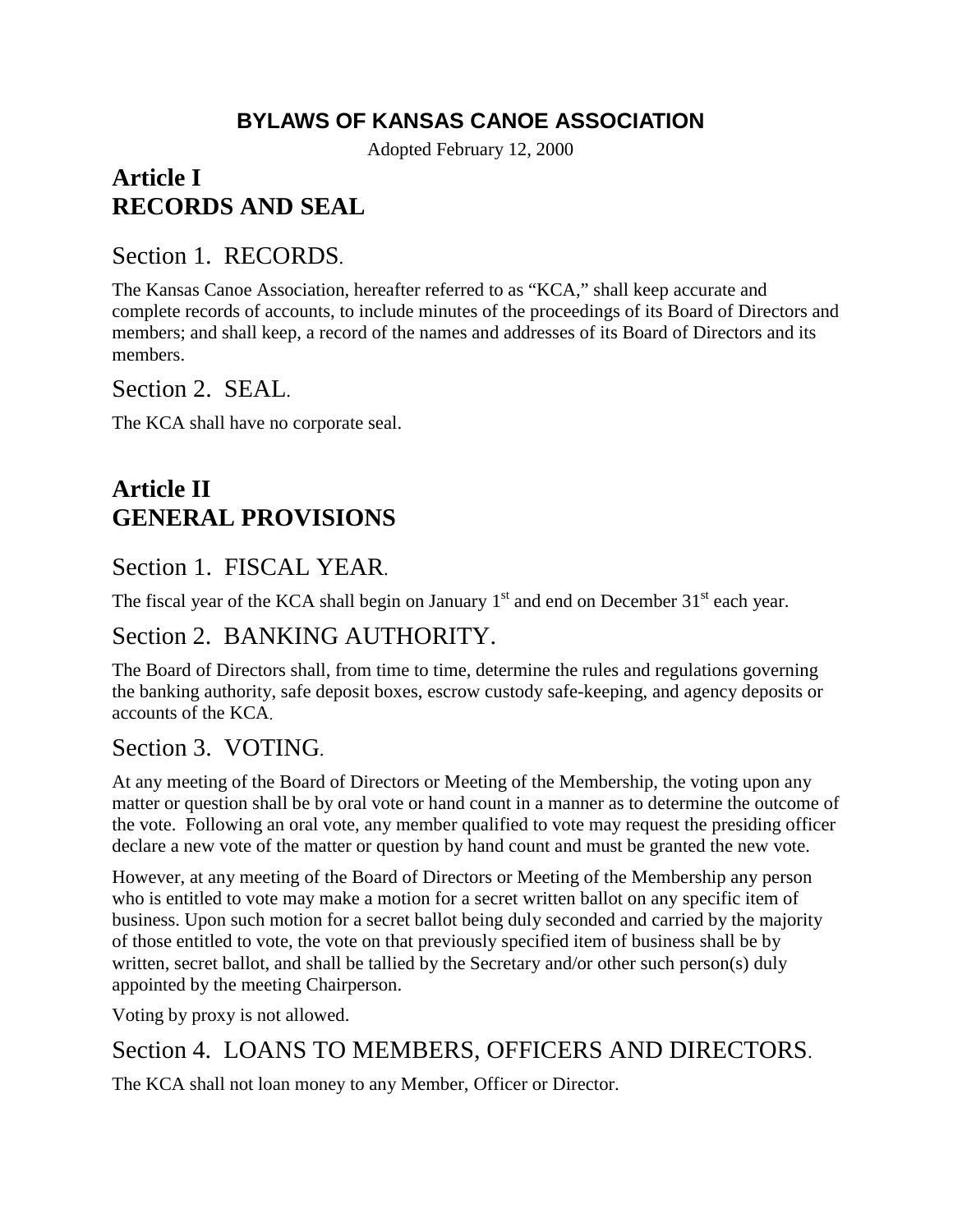# BYLAWS OF KANSAS CANOE ASSOCIATION

Adopted February 12, 2000

## Article I
## RECORDS AND SEAL

### Section 1. RECORDS.

The Kansas Canoe Association, hereafter referred to as "KCA," shall keep accurate and complete records of accounts, to include minutes of the proceedings of its Board of Directors and members; and shall keep, a record of the names and addresses of its Board of Directors and its members.

### Section 2. SEAL.

The KCA shall have no corporate seal.

## Article II
## GENERAL PROVISIONS

### Section 1. FISCAL YEAR.

The fiscal year of the KCA shall begin on January 1st and end on December 31st each year.

### Section 2. BANKING AUTHORITY.

The Board of Directors shall, from time to time, determine the rules and regulations governing the banking authority, safe deposit boxes, escrow custody safe-keeping, and agency deposits or accounts of the KCA.

### Section 3. VOTING.

At any meeting of the Board of Directors or Meeting of the Membership, the voting upon any matter or question shall be by oral vote or hand count in a manner as to determine the outcome of the vote. Following an oral vote, any member qualified to vote may request the presiding officer declare a new vote of the matter or question by hand count and must be granted the new vote.

However, at any meeting of the Board of Directors or Meeting of the Membership any person who is entitled to vote may make a motion for a secret written ballot on any specific item of business. Upon such motion for a secret ballot being duly seconded and carried by the majority of those entitled to vote, the vote on that previously specified item of business shall be by written, secret ballot, and shall be tallied by the Secretary and/or other such person(s) duly appointed by the meeting Chairperson.

Voting by proxy is not allowed.

### Section 4. LOANS TO MEMBERS, OFFICERS AND DIRECTORS.

The KCA shall not loan money to any Member, Officer or Director.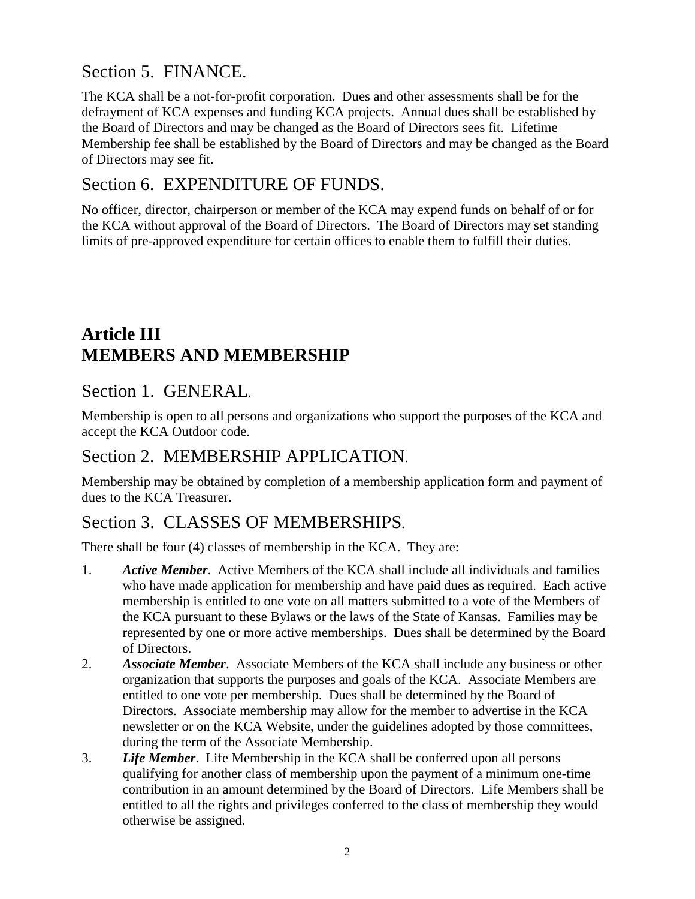## Section 5. FINANCE.

The KCA shall be a not-for-profit corporation. Dues and other assessments shall be for the defrayment of KCA expenses and funding KCA projects. Annual dues shall be established by the Board of Directors and may be changed as the Board of Directors sees fit. Lifetime Membership fee shall be established by the Board of Directors and may be changed as the Board of Directors may see fit.

## Section 6. EXPENDITURE OF FUNDS.

No officer, director, chairperson or member of the KCA may expend funds on behalf of or for the KCA without approval of the Board of Directors. The Board of Directors may set standing limits of pre-approved expenditure for certain offices to enable them to fulfill their duties.

# Article III
# MEMBERS AND MEMBERSHIP

## Section 1. GENERAL.

Membership is open to all persons and organizations who support the purposes of the KCA and accept the KCA Outdoor code.

## Section 2. MEMBERSHIP APPLICATION.

Membership may be obtained by completion of a membership application form and payment of dues to the KCA Treasurer.

## Section 3. CLASSES OF MEMBERSHIPS.

There shall be four (4) classes of membership in the KCA. They are:

1. ***Active Member***. Active Members of the KCA shall include all individuals and families who have made application for membership and have paid dues as required. Each active membership is entitled to one vote on all matters submitted to a vote of the Members of the KCA pursuant to these Bylaws or the laws of the State of Kansas. Families may be represented by one or more active memberships. Dues shall be determined by the Board of Directors.
2. ***Associate Member***. Associate Members of the KCA shall include any business or other organization that supports the purposes and goals of the KCA. Associate Members are entitled to one vote per membership. Dues shall be determined by the Board of Directors. Associate membership may allow for the member to advertise in the KCA newsletter or on the KCA Website, under the guidelines adopted by those committees, during the term of the Associate Membership.
3. ***Life Member***. Life Membership in the KCA shall be conferred upon all persons qualifying for another class of membership upon the payment of a minimum one-time contribution in an amount determined by the Board of Directors. Life Members shall be entitled to all the rights and privileges conferred to the class of membership they would otherwise be assigned.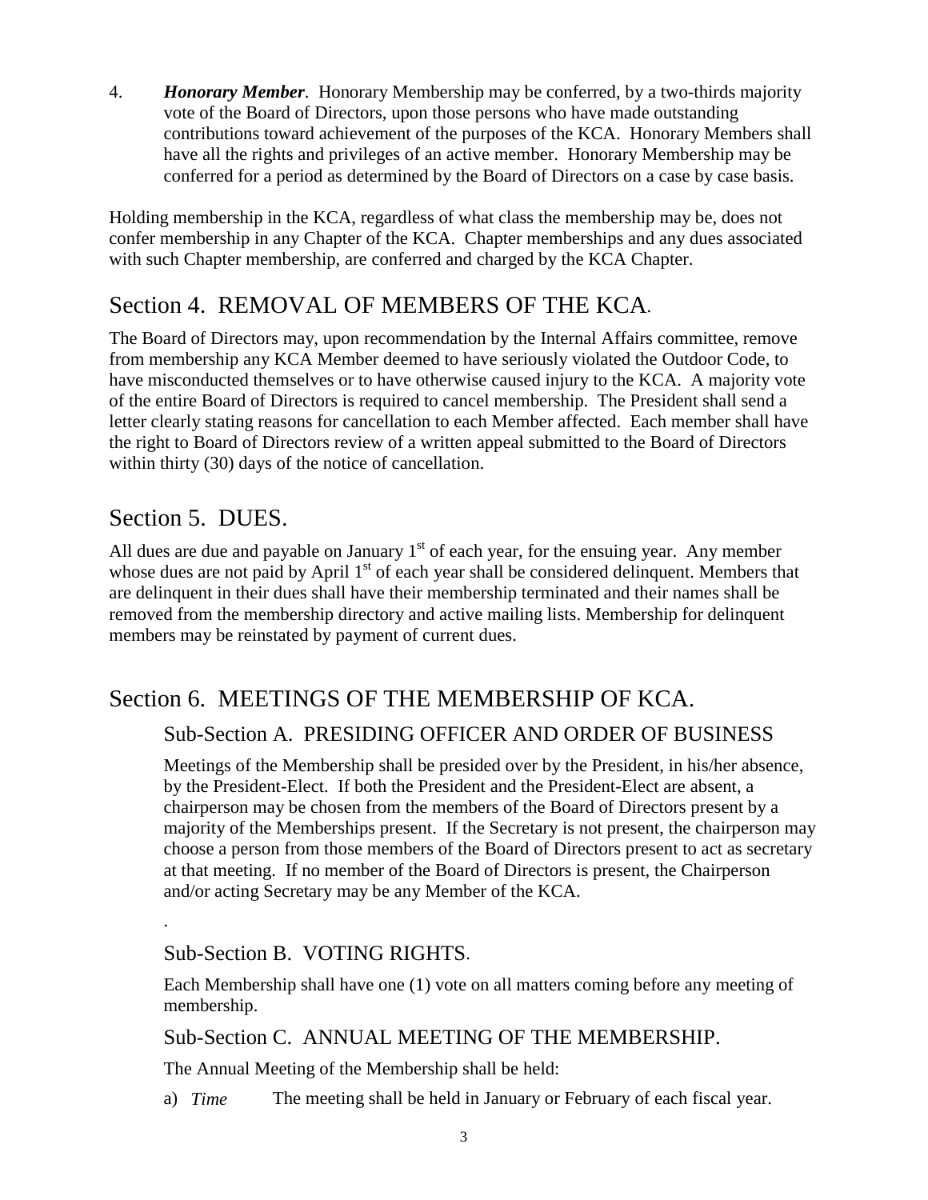4. ***Honorary Member***. Honorary Membership may be conferred, by a two-thirds majority vote of the Board of Directors, upon those persons who have made outstanding contributions toward achievement of the purposes of the KCA. Honorary Members shall have all the rights and privileges of an active member. Honorary Membership may be conferred for a period as determined by the Board of Directors on a case by case basis.

Holding membership in the KCA, regardless of what class the membership may be, does not confer membership in any Chapter of the KCA. Chapter memberships and any dues associated with such Chapter membership, are conferred and charged by the KCA Chapter.

## Section 4. REMOVAL OF MEMBERS OF THE KCA.

The Board of Directors may, upon recommendation by the Internal Affairs committee, remove from membership any KCA Member deemed to have seriously violated the Outdoor Code, to have misconducted themselves or to have otherwise caused injury to the KCA. A majority vote of the entire Board of Directors is required to cancel membership. The President shall send a letter clearly stating reasons for cancellation to each Member affected. Each member shall have the right to Board of Directors review of a written appeal submitted to the Board of Directors within thirty (30) days of the notice of cancellation.

## Section 5. DUES.

All dues are due and payable on January 1st of each year, for the ensuing year. Any member whose dues are not paid by April 1st of each year shall be considered delinquent. Members that are delinquent in their dues shall have their membership terminated and their names shall be removed from the membership directory and active mailing lists. Membership for delinquent members may be reinstated by payment of current dues.

## Section 6. MEETINGS OF THE MEMBERSHIP OF KCA.

### Sub-Section A. PRESIDING OFFICER AND ORDER OF BUSINESS

Meetings of the Membership shall be presided over by the President, in his/her absence, by the President-Elect. If both the President and the President-Elect are absent, a chairperson may be chosen from the members of the Board of Directors present by a majority of the Memberships present. If the Secretary is not present, the chairperson may choose a person from those members of the Board of Directors present to act as secretary at that meeting. If no member of the Board of Directors is present, the Chairperson and/or acting Secretary may be any Member of the KCA.

.

### Sub-Section B. VOTING RIGHTS.

Each Membership shall have one (1) vote on all matters coming before any meeting of membership.

### Sub-Section C. ANNUAL MEETING OF THE MEMBERSHIP.

The Annual Meeting of the Membership shall be held:

a) *Time* The meeting shall be held in January or February of each fiscal year.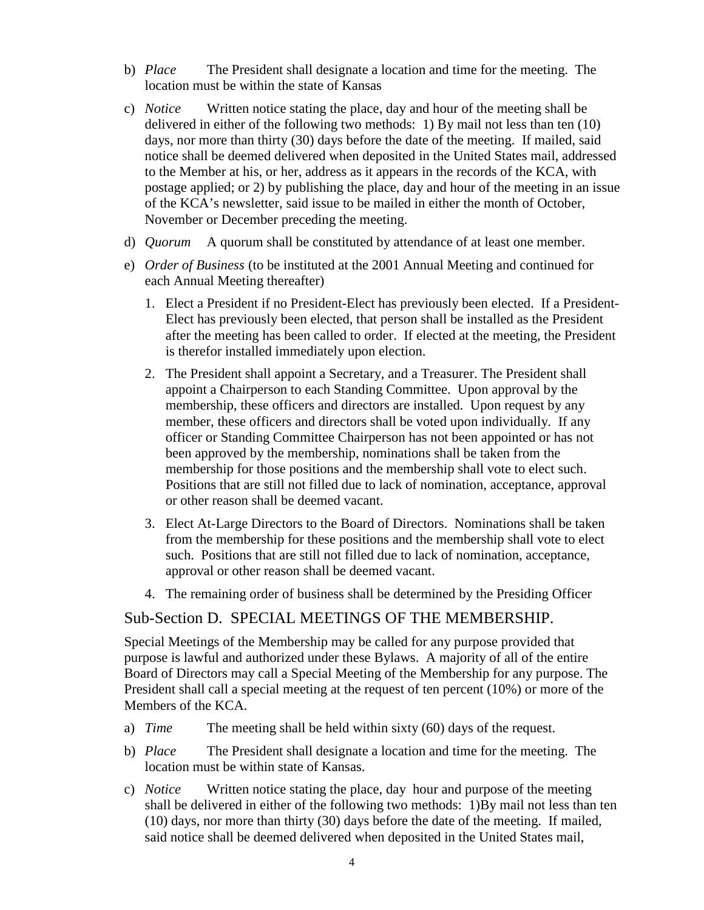b) *Place* The President shall designate a location and time for the meeting. The location must be within the state of Kansas

c) *Notice* Written notice stating the place, day and hour of the meeting shall be delivered in either of the following two methods: 1) By mail not less than ten (10) days, nor more than thirty (30) days before the date of the meeting. If mailed, said notice shall be deemed delivered when deposited in the United States mail, addressed to the Member at his, or her, address as it appears in the records of the KCA, with postage applied; or 2) by publishing the place, day and hour of the meeting in an issue of the KCA's newsletter, said issue to be mailed in either the month of October, November or December preceding the meeting.

d) *Quorum* A quorum shall be constituted by attendance of at least one member.

e) *Order of Business* (to be instituted at the 2001 Annual Meeting and continued for each Annual Meeting thereafter)

   1. Elect a President if no President-Elect has previously been elected. If a President-Elect has previously been elected, that person shall be installed as the President after the meeting has been called to order. If elected at the meeting, the President is therefor installed immediately upon election.
   2. The President shall appoint a Secretary, and a Treasurer. The President shall appoint a Chairperson to each Standing Committee. Upon approval by the membership, these officers and directors are installed. Upon request by any member, these officers and directors shall be voted upon individually. If any officer or Standing Committee Chairperson has not been appointed or has not been approved by the membership, nominations shall be taken from the membership for those positions and the membership shall vote to elect such. Positions that are still not filled due to lack of nomination, acceptance, approval or other reason shall be deemed vacant.
   3. Elect At-Large Directors to the Board of Directors. Nominations shall be taken from the membership for these positions and the membership shall vote to elect such. Positions that are still not filled due to lack of nomination, acceptance, approval or other reason shall be deemed vacant.
   4. The remaining order of business shall be determined by the Presiding Officer

## Sub-Section D. SPECIAL MEETINGS OF THE MEMBERSHIP.

Special Meetings of the Membership may be called for any purpose provided that purpose is lawful and authorized under these Bylaws. A majority of all of the entire Board of Directors may call a Special Meeting of the Membership for any purpose. The President shall call a special meeting at the request of ten percent (10%) or more of the Members of the KCA.

a) *Time* The meeting shall be held within sixty (60) days of the request.

b) *Place* The President shall designate a location and time for the meeting. The location must be within state of Kansas.

c) *Notice* Written notice stating the place, day hour and purpose of the meeting shall be delivered in either of the following two methods: 1)By mail not less than ten (10) days, nor more than thirty (30) days before the date of the meeting. If mailed, said notice shall be deemed delivered when deposited in the United States mail,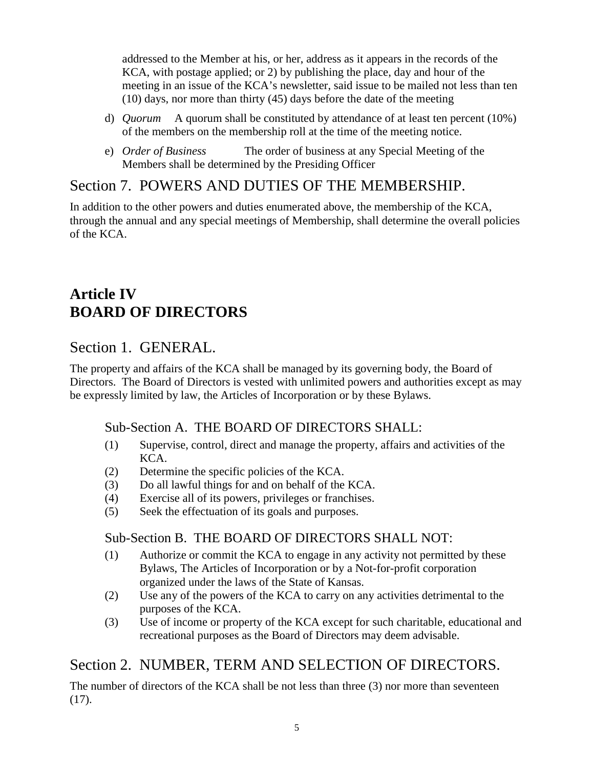addressed to the Member at his, or her, address as it appears in the records of the KCA, with postage applied; or 2) by publishing the place, day and hour of the meeting in an issue of the KCA's newsletter, said issue to be mailed not less than ten (10) days, nor more than thirty (45) days before the date of the meeting

d) *Quorum* A quorum shall be constituted by attendance of at least ten percent (10%) of the members on the membership roll at the time of the meeting notice.

e) *Order of Business* The order of business at any Special Meeting of the Members shall be determined by the Presiding Officer

## Section 7. POWERS AND DUTIES OF THE MEMBERSHIP.

In addition to the other powers and duties enumerated above, the membership of the KCA, through the annual and any special meetings of Membership, shall determine the overall policies of the KCA.

# Article IV
# BOARD OF DIRECTORS

## Section 1. GENERAL.

The property and affairs of the KCA shall be managed by its governing body, the Board of Directors. The Board of Directors is vested with unlimited powers and authorities except as may be expressly limited by law, the Articles of Incorporation or by these Bylaws.

### Sub-Section A. THE BOARD OF DIRECTORS SHALL:

(1) Supervise, control, direct and manage the property, affairs and activities of the KCA.
(2) Determine the specific policies of the KCA.
(3) Do all lawful things for and on behalf of the KCA.
(4) Exercise all of its powers, privileges or franchises.
(5) Seek the effectuation of its goals and purposes.

### Sub-Section B. THE BOARD OF DIRECTORS SHALL NOT:

(1) Authorize or commit the KCA to engage in any activity not permitted by these Bylaws, The Articles of Incorporation or by a Not-for-profit corporation organized under the laws of the State of Kansas.
(2) Use any of the powers of the KCA to carry on any activities detrimental to the purposes of the KCA.
(3) Use of income or property of the KCA except for such charitable, educational and recreational purposes as the Board of Directors may deem advisable.

## Section 2. NUMBER, TERM AND SELECTION OF DIRECTORS.

The number of directors of the KCA shall be not less than three (3) nor more than seventeen (17).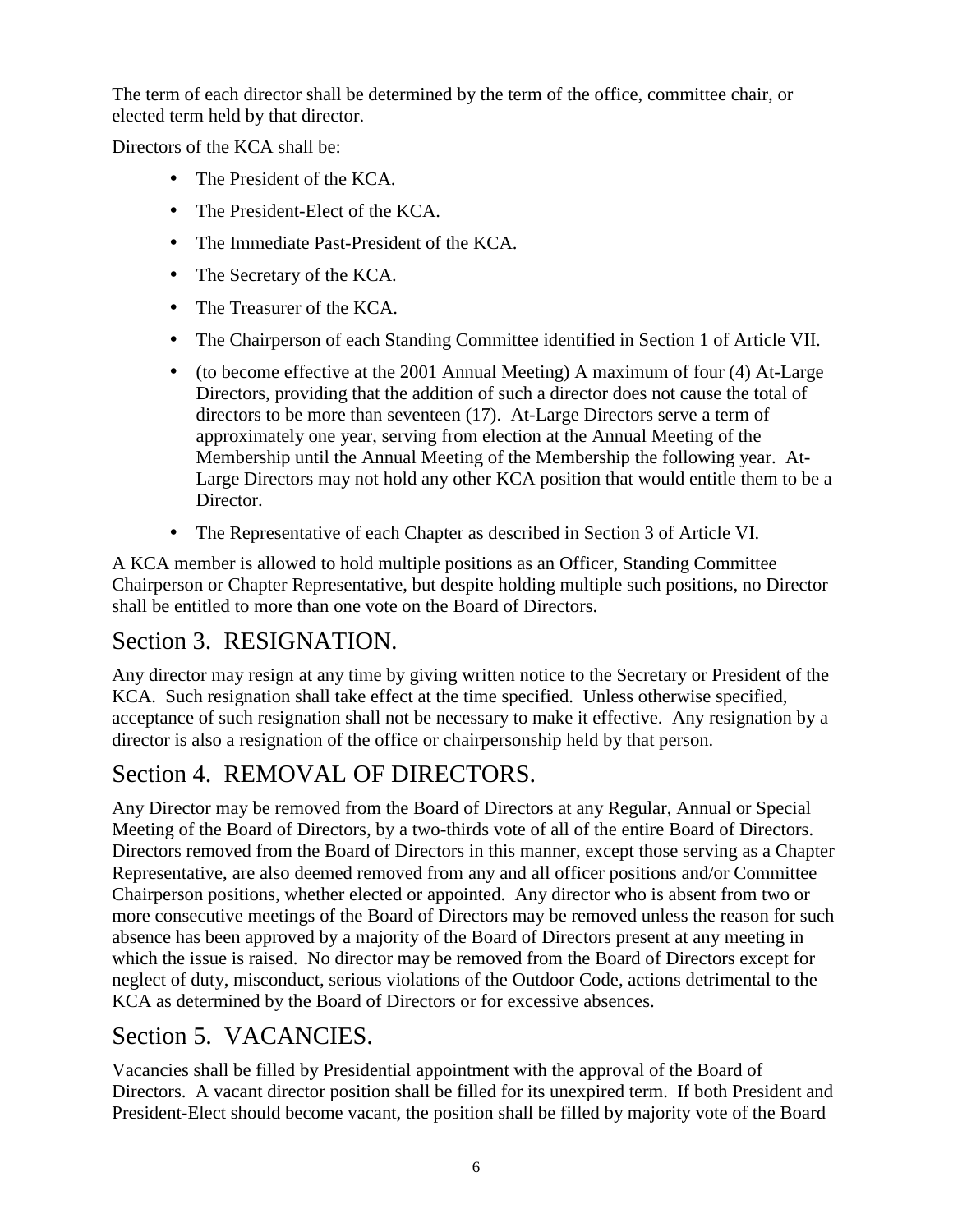The term of each director shall be determined by the term of the office, committee chair, or elected term held by that director.

Directors of the KCA shall be:

- The President of the KCA.
- The President-Elect of the KCA.
- The Immediate Past-President of the KCA.
- The Secretary of the KCA.
- The Treasurer of the KCA.
- The Chairperson of each Standing Committee identified in Section 1 of Article VII.
- (to become effective at the 2001 Annual Meeting) A maximum of four (4) At-Large Directors, providing that the addition of such a director does not cause the total of directors to be more than seventeen (17). At-Large Directors serve a term of approximately one year, serving from election at the Annual Meeting of the Membership until the Annual Meeting of the Membership the following year. At-Large Directors may not hold any other KCA position that would entitle them to be a Director.
- The Representative of each Chapter as described in Section 3 of Article VI.

A KCA member is allowed to hold multiple positions as an Officer, Standing Committee Chairperson or Chapter Representative, but despite holding multiple such positions, no Director shall be entitled to more than one vote on the Board of Directors.

## Section 3. RESIGNATION.

Any director may resign at any time by giving written notice to the Secretary or President of the KCA. Such resignation shall take effect at the time specified. Unless otherwise specified, acceptance of such resignation shall not be necessary to make it effective. Any resignation by a director is also a resignation of the office or chairpersonship held by that person.

## Section 4. REMOVAL OF DIRECTORS.

Any Director may be removed from the Board of Directors at any Regular, Annual or Special Meeting of the Board of Directors, by a two-thirds vote of all of the entire Board of Directors. Directors removed from the Board of Directors in this manner, except those serving as a Chapter Representative, are also deemed removed from any and all officer positions and/or Committee Chairperson positions, whether elected or appointed. Any director who is absent from two or more consecutive meetings of the Board of Directors may be removed unless the reason for such absence has been approved by a majority of the Board of Directors present at any meeting in which the issue is raised. No director may be removed from the Board of Directors except for neglect of duty, misconduct, serious violations of the Outdoor Code, actions detrimental to the KCA as determined by the Board of Directors or for excessive absences.

## Section 5. VACANCIES.

Vacancies shall be filled by Presidential appointment with the approval of the Board of Directors. A vacant director position shall be filled for its unexpired term. If both President and President-Elect should become vacant, the position shall be filled by majority vote of the Board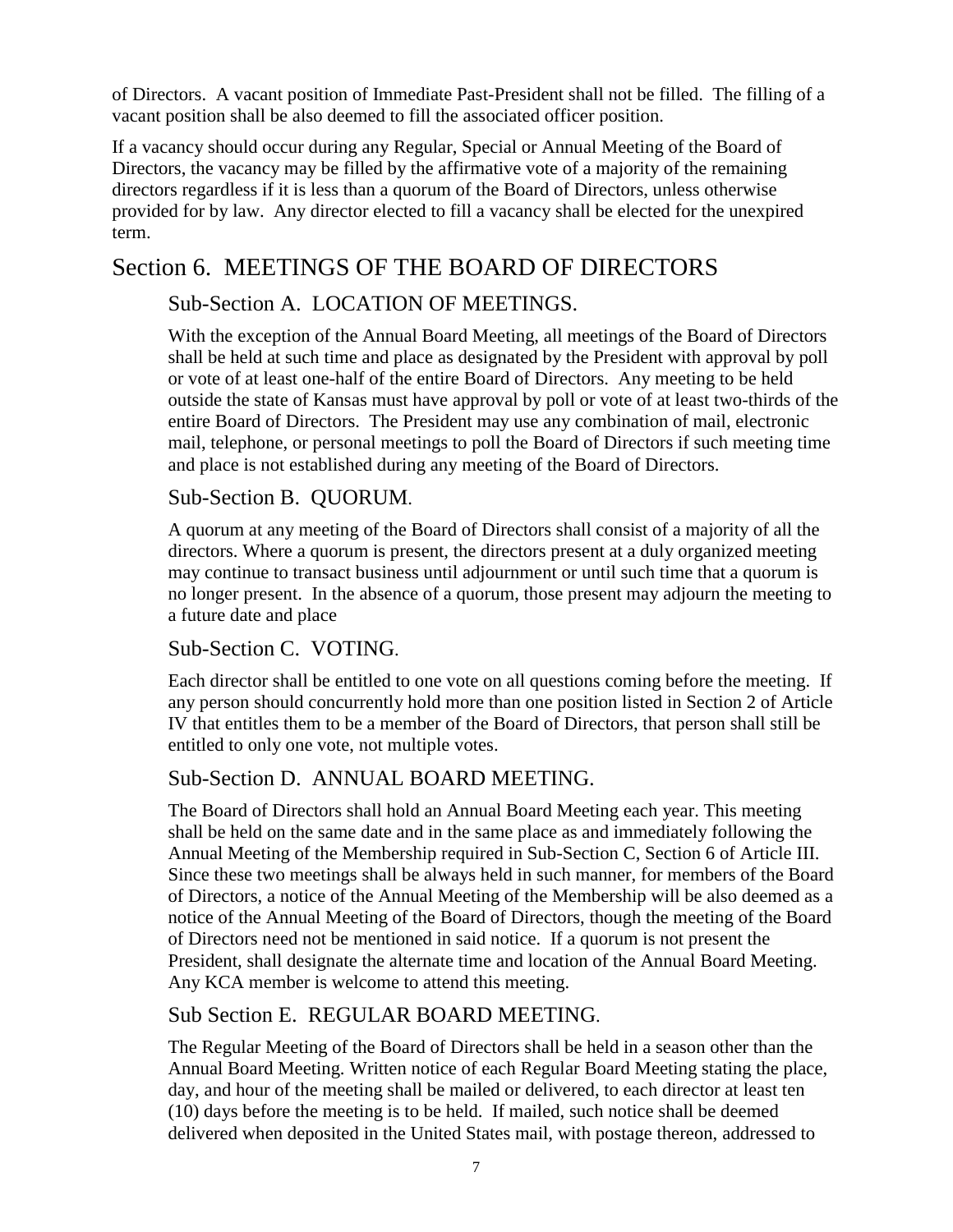of Directors. A vacant position of Immediate Past-President shall not be filled. The filling of a vacant position shall be also deemed to fill the associated officer position.

If a vacancy should occur during any Regular, Special or Annual Meeting of the Board of Directors, the vacancy may be filled by the affirmative vote of a majority of the remaining directors regardless if it is less than a quorum of the Board of Directors, unless otherwise provided for by law. Any director elected to fill a vacancy shall be elected for the unexpired term.

## Section 6. MEETINGS OF THE BOARD OF DIRECTORS

### Sub-Section A. LOCATION OF MEETINGS.

With the exception of the Annual Board Meeting, all meetings of the Board of Directors shall be held at such time and place as designated by the President with approval by poll or vote of at least one-half of the entire Board of Directors. Any meeting to be held outside the state of Kansas must have approval by poll or vote of at least two-thirds of the entire Board of Directors. The President may use any combination of mail, electronic mail, telephone, or personal meetings to poll the Board of Directors if such meeting time and place is not established during any meeting of the Board of Directors.

### Sub-Section B. QUORUM.

A quorum at any meeting of the Board of Directors shall consist of a majority of all the directors. Where a quorum is present, the directors present at a duly organized meeting may continue to transact business until adjournment or until such time that a quorum is no longer present. In the absence of a quorum, those present may adjourn the meeting to a future date and place

### Sub-Section C. VOTING.

Each director shall be entitled to one vote on all questions coming before the meeting. If any person should concurrently hold more than one position listed in Section 2 of Article IV that entitles them to be a member of the Board of Directors, that person shall still be entitled to only one vote, not multiple votes.

### Sub-Section D. ANNUAL BOARD MEETING.

The Board of Directors shall hold an Annual Board Meeting each year. This meeting shall be held on the same date and in the same place as and immediately following the Annual Meeting of the Membership required in Sub-Section C, Section 6 of Article III. Since these two meetings shall be always held in such manner, for members of the Board of Directors, a notice of the Annual Meeting of the Membership will be also deemed as a notice of the Annual Meeting of the Board of Directors, though the meeting of the Board of Directors need not be mentioned in said notice. If a quorum is not present the President, shall designate the alternate time and location of the Annual Board Meeting. Any KCA member is welcome to attend this meeting.

### Sub Section E. REGULAR BOARD MEETING.

The Regular Meeting of the Board of Directors shall be held in a season other than the Annual Board Meeting. Written notice of each Regular Board Meeting stating the place, day, and hour of the meeting shall be mailed or delivered, to each director at least ten (10) days before the meeting is to be held. If mailed, such notice shall be deemed delivered when deposited in the United States mail, with postage thereon, addressed to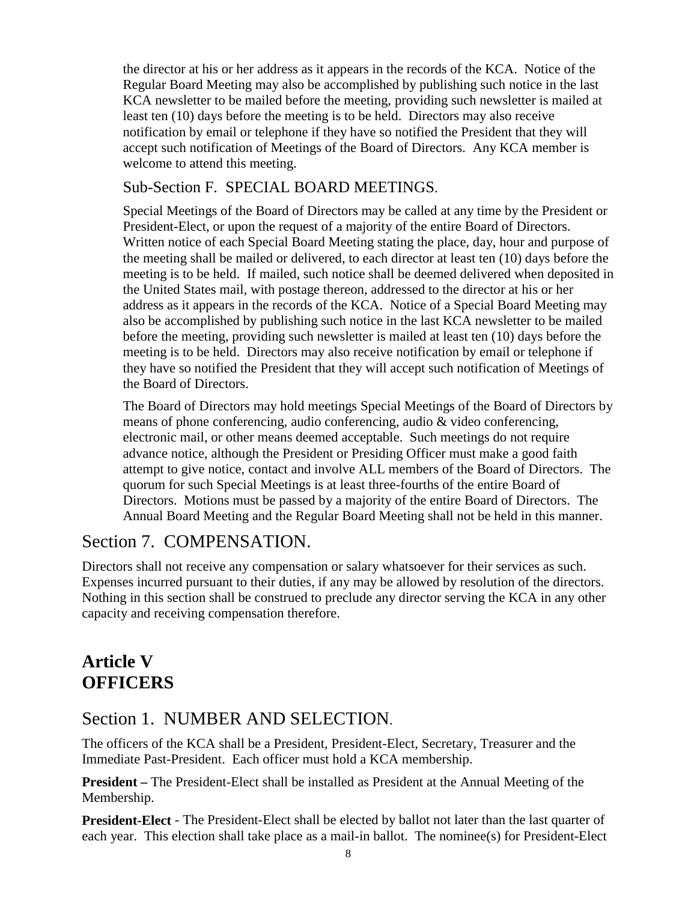the director at his or her address as it appears in the records of the KCA. Notice of the Regular Board Meeting may also be accomplished by publishing such notice in the last KCA newsletter to be mailed before the meeting, providing such newsletter is mailed at least ten (10) days before the meeting is to be held. Directors may also receive notification by email or telephone if they have so notified the President that they will accept such notification of Meetings of the Board of Directors. Any KCA member is welcome to attend this meeting.

### Sub-Section F. SPECIAL BOARD MEETINGS.

Special Meetings of the Board of Directors may be called at any time by the President or President-Elect, or upon the request of a majority of the entire Board of Directors. Written notice of each Special Board Meeting stating the place, day, hour and purpose of the meeting shall be mailed or delivered, to each director at least ten (10) days before the meeting is to be held. If mailed, such notice shall be deemed delivered when deposited in the United States mail, with postage thereon, addressed to the director at his or her address as it appears in the records of the KCA. Notice of a Special Board Meeting may also be accomplished by publishing such notice in the last KCA newsletter to be mailed before the meeting, providing such newsletter is mailed at least ten (10) days before the meeting is to be held. Directors may also receive notification by email or telephone if they have so notified the President that they will accept such notification of Meetings of the Board of Directors.

The Board of Directors may hold meetings Special Meetings of the Board of Directors by means of phone conferencing, audio conferencing, audio & video conferencing, electronic mail, or other means deemed acceptable. Such meetings do not require advance notice, although the President or Presiding Officer must make a good faith attempt to give notice, contact and involve ALL members of the Board of Directors. The quorum for such Special Meetings is at least three-fourths of the entire Board of Directors. Motions must be passed by a majority of the entire Board of Directors. The Annual Board Meeting and the Regular Board Meeting shall not be held in this manner.

## Section 7. COMPENSATION.

Directors shall not receive any compensation or salary whatsoever for their services as such. Expenses incurred pursuant to their duties, if any may be allowed by resolution of the directors. Nothing in this section shall be construed to preclude any director serving the KCA in any other capacity and receiving compensation therefore.

# Article V
# OFFICERS

## Section 1. NUMBER AND SELECTION.

The officers of the KCA shall be a President, President-Elect, Secretary, Treasurer and the Immediate Past-President. Each officer must hold a KCA membership.

**President –** The President-Elect shall be installed as President at the Annual Meeting of the Membership.

**President-Elect** - The President-Elect shall be elected by ballot not later than the last quarter of each year. This election shall take place as a mail-in ballot. The nominee(s) for President-Elect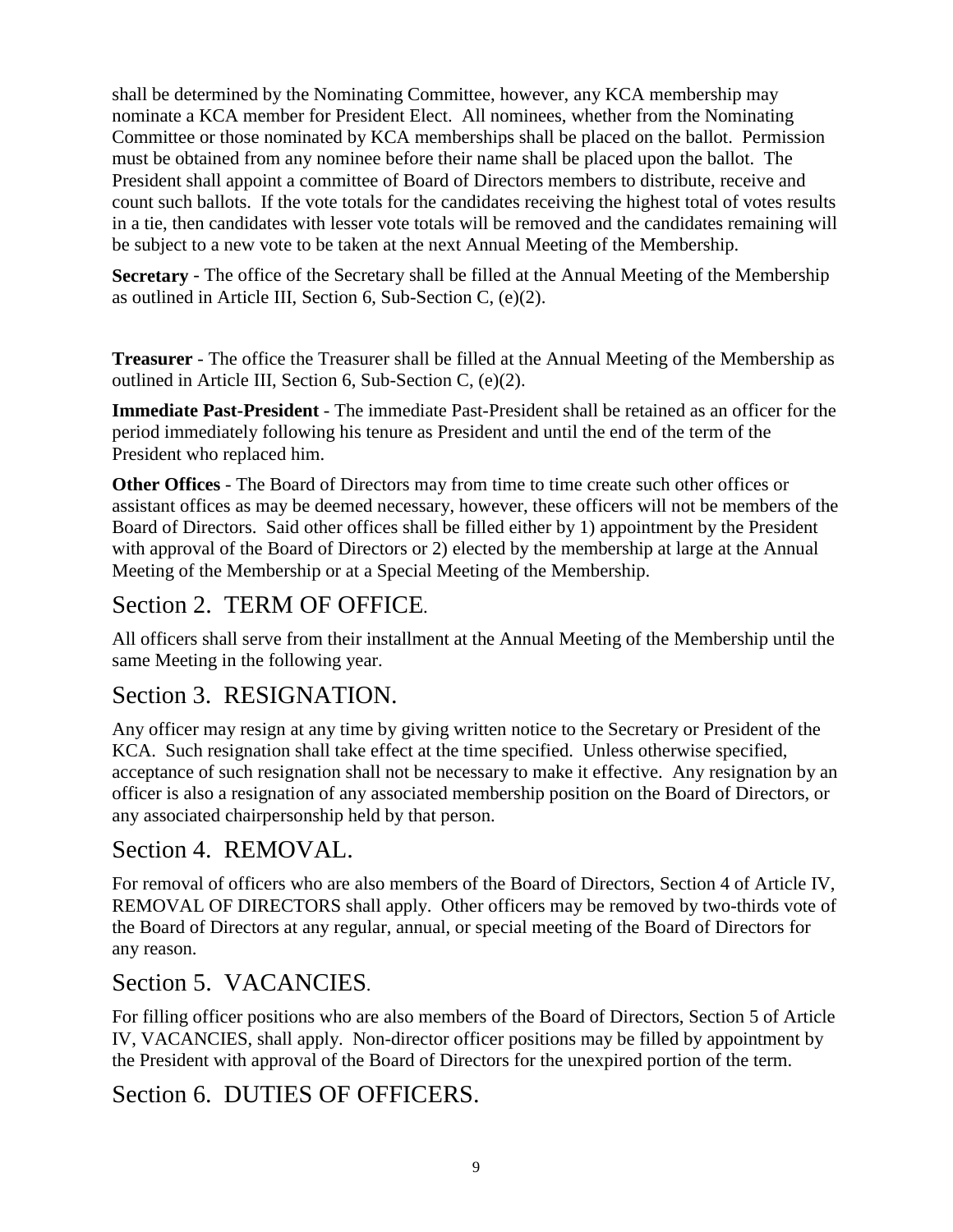shall be determined by the Nominating Committee, however, any KCA membership may nominate a KCA member for President Elect. All nominees, whether from the Nominating Committee or those nominated by KCA memberships shall be placed on the ballot. Permission must be obtained from any nominee before their name shall be placed upon the ballot. The President shall appoint a committee of Board of Directors members to distribute, receive and count such ballots. If the vote totals for the candidates receiving the highest total of votes results in a tie, then candidates with lesser vote totals will be removed and the candidates remaining will be subject to a new vote to be taken at the next Annual Meeting of the Membership.

**Secretary** - The office of the Secretary shall be filled at the Annual Meeting of the Membership as outlined in Article III, Section 6, Sub-Section C, (e)(2).

**Treasurer** - The office the Treasurer shall be filled at the Annual Meeting of the Membership as outlined in Article III, Section 6, Sub-Section C, (e)(2).

**Immediate Past-President** - The immediate Past-President shall be retained as an officer for the period immediately following his tenure as President and until the end of the term of the President who replaced him.

**Other Offices** - The Board of Directors may from time to time create such other offices or assistant offices as may be deemed necessary, however, these officers will not be members of the Board of Directors. Said other offices shall be filled either by 1) appointment by the President with approval of the Board of Directors or 2) elected by the membership at large at the Annual Meeting of the Membership or at a Special Meeting of the Membership.

## Section 2. TERM OF OFFICE.

All officers shall serve from their installment at the Annual Meeting of the Membership until the same Meeting in the following year.

## Section 3. RESIGNATION.

Any officer may resign at any time by giving written notice to the Secretary or President of the KCA. Such resignation shall take effect at the time specified. Unless otherwise specified, acceptance of such resignation shall not be necessary to make it effective. Any resignation by an officer is also a resignation of any associated membership position on the Board of Directors, or any associated chairpersonship held by that person.

## Section 4. REMOVAL.

For removal of officers who are also members of the Board of Directors, Section 4 of Article IV, REMOVAL OF DIRECTORS shall apply. Other officers may be removed by two-thirds vote of the Board of Directors at any regular, annual, or special meeting of the Board of Directors for any reason.

## Section 5. VACANCIES.

For filling officer positions who are also members of the Board of Directors, Section 5 of Article IV, VACANCIES, shall apply. Non-director officer positions may be filled by appointment by the President with approval of the Board of Directors for the unexpired portion of the term.

## Section 6. DUTIES OF OFFICERS.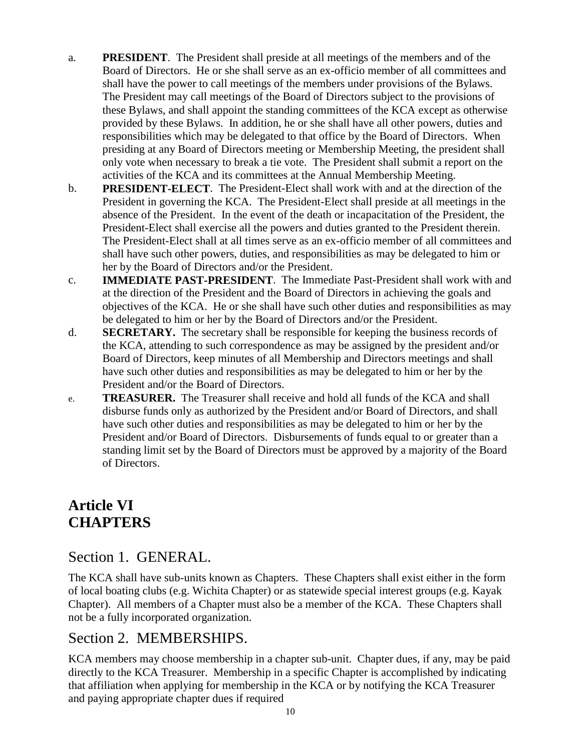a. **PRESIDENT**. The President shall preside at all meetings of the members and of the Board of Directors. He or she shall serve as an ex-officio member of all committees and shall have the power to call meetings of the members under provisions of the Bylaws. The President may call meetings of the Board of Directors subject to the provisions of these Bylaws, and shall appoint the standing committees of the KCA except as otherwise provided by these Bylaws. In addition, he or she shall have all other powers, duties and responsibilities which may be delegated to that office by the Board of Directors. When presiding at any Board of Directors meeting or Membership Meeting, the president shall only vote when necessary to break a tie vote. The President shall submit a report on the activities of the KCA and its committees at the Annual Membership Meeting.

b. **PRESIDENT-ELECT**. The President-Elect shall work with and at the direction of the President in governing the KCA. The President-Elect shall preside at all meetings in the absence of the President. In the event of the death or incapacitation of the President, the President-Elect shall exercise all the powers and duties granted to the President therein. The President-Elect shall at all times serve as an ex-officio member of all committees and shall have such other powers, duties, and responsibilities as may be delegated to him or her by the Board of Directors and/or the President.

c. **IMMEDIATE PAST-PRESIDENT**. The Immediate Past-President shall work with and at the direction of the President and the Board of Directors in achieving the goals and objectives of the KCA. He or she shall have such other duties and responsibilities as may be delegated to him or her by the Board of Directors and/or the President.

d. **SECRETARY.** The secretary shall be responsible for keeping the business records of the KCA, attending to such correspondence as may be assigned by the president and/or Board of Directors, keep minutes of all Membership and Directors meetings and shall have such other duties and responsibilities as may be delegated to him or her by the President and/or the Board of Directors.

e. **TREASURER.** The Treasurer shall receive and hold all funds of the KCA and shall disburse funds only as authorized by the President and/or Board of Directors, and shall have such other duties and responsibilities as may be delegated to him or her by the President and/or Board of Directors. Disbursements of funds equal to or greater than a standing limit set by the Board of Directors must be approved by a majority of the Board of Directors.

# Article VI
# CHAPTERS

## Section 1. GENERAL.

The KCA shall have sub-units known as Chapters. These Chapters shall exist either in the form of local boating clubs (e.g. Wichita Chapter) or as statewide special interest groups (e.g. Kayak Chapter). All members of a Chapter must also be a member of the KCA. These Chapters shall not be a fully incorporated organization.

## Section 2. MEMBERSHIPS.

KCA members may choose membership in a chapter sub-unit. Chapter dues, if any, may be paid directly to the KCA Treasurer. Membership in a specific Chapter is accomplished by indicating that affiliation when applying for membership in the KCA or by notifying the KCA Treasurer and paying appropriate chapter dues if required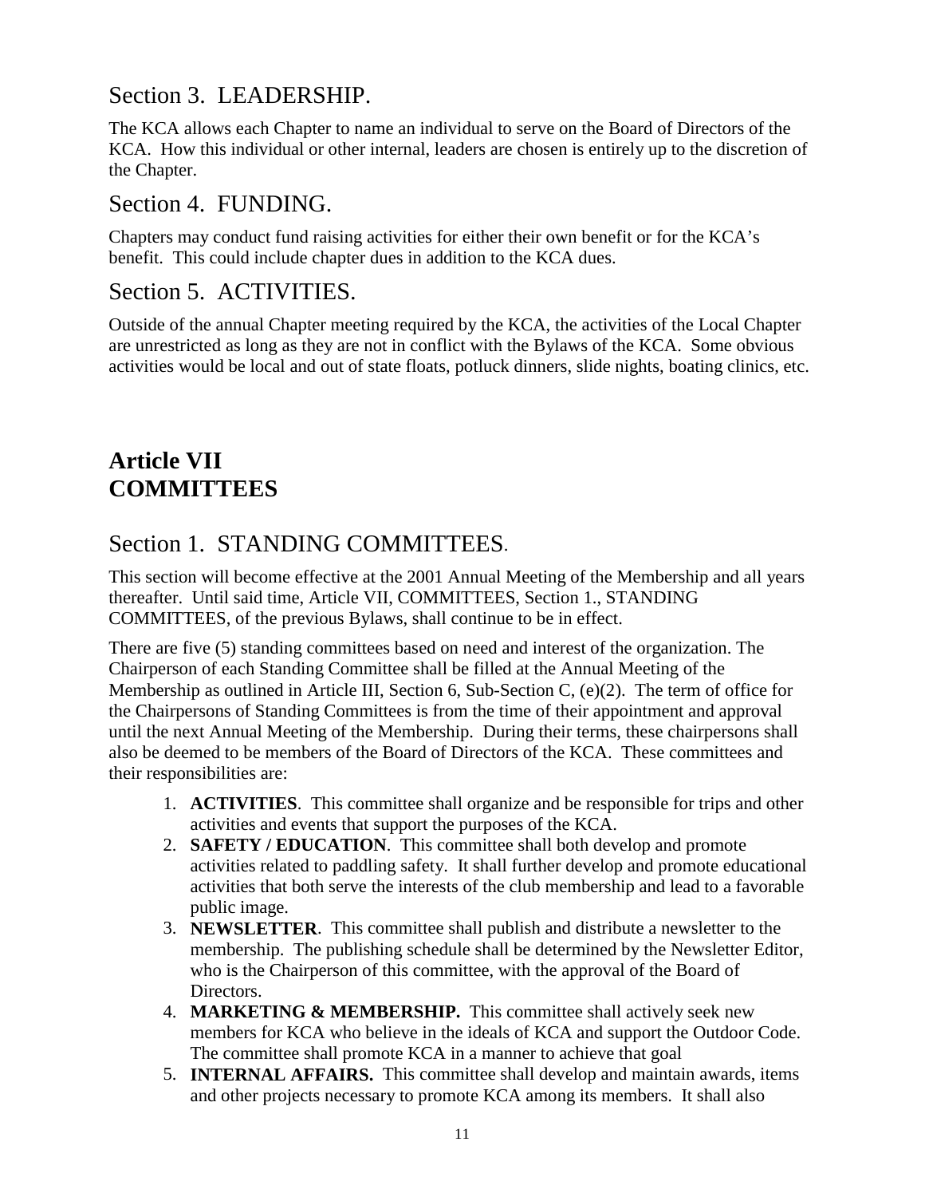## Section 3. LEADERSHIP.

The KCA allows each Chapter to name an individual to serve on the Board of Directors of the KCA. How this individual or other internal, leaders are chosen is entirely up to the discretion of the Chapter.

## Section 4. FUNDING.

Chapters may conduct fund raising activities for either their own benefit or for the KCA's benefit. This could include chapter dues in addition to the KCA dues.

## Section 5. ACTIVITIES.

Outside of the annual Chapter meeting required by the KCA, the activities of the Local Chapter are unrestricted as long as they are not in conflict with the Bylaws of the KCA. Some obvious activities would be local and out of state floats, potluck dinners, slide nights, boating clinics, etc.

# Article VII
# COMMITTEES

## Section 1. STANDING COMMITTEES.

This section will become effective at the 2001 Annual Meeting of the Membership and all years thereafter. Until said time, Article VII, COMMITTEES, Section 1., STANDING COMMITTEES, of the previous Bylaws, shall continue to be in effect.

There are five (5) standing committees based on need and interest of the organization. The Chairperson of each Standing Committee shall be filled at the Annual Meeting of the Membership as outlined in Article III, Section 6, Sub-Section C, (e)(2). The term of office for the Chairpersons of Standing Committees is from the time of their appointment and approval until the next Annual Meeting of the Membership. During their terms, these chairpersons shall also be deemed to be members of the Board of Directors of the KCA. These committees and their responsibilities are:

1. **ACTIVITIES**. This committee shall organize and be responsible for trips and other activities and events that support the purposes of the KCA.
2. **SAFETY / EDUCATION**. This committee shall both develop and promote activities related to paddling safety. It shall further develop and promote educational activities that both serve the interests of the club membership and lead to a favorable public image.
3. **NEWSLETTER**. This committee shall publish and distribute a newsletter to the membership. The publishing schedule shall be determined by the Newsletter Editor, who is the Chairperson of this committee, with the approval of the Board of Directors.
4. **MARKETING & MEMBERSHIP.** This committee shall actively seek new members for KCA who believe in the ideals of KCA and support the Outdoor Code. The committee shall promote KCA in a manner to achieve that goal
5. **INTERNAL AFFAIRS.** This committee shall develop and maintain awards, items and other projects necessary to promote KCA among its members. It shall also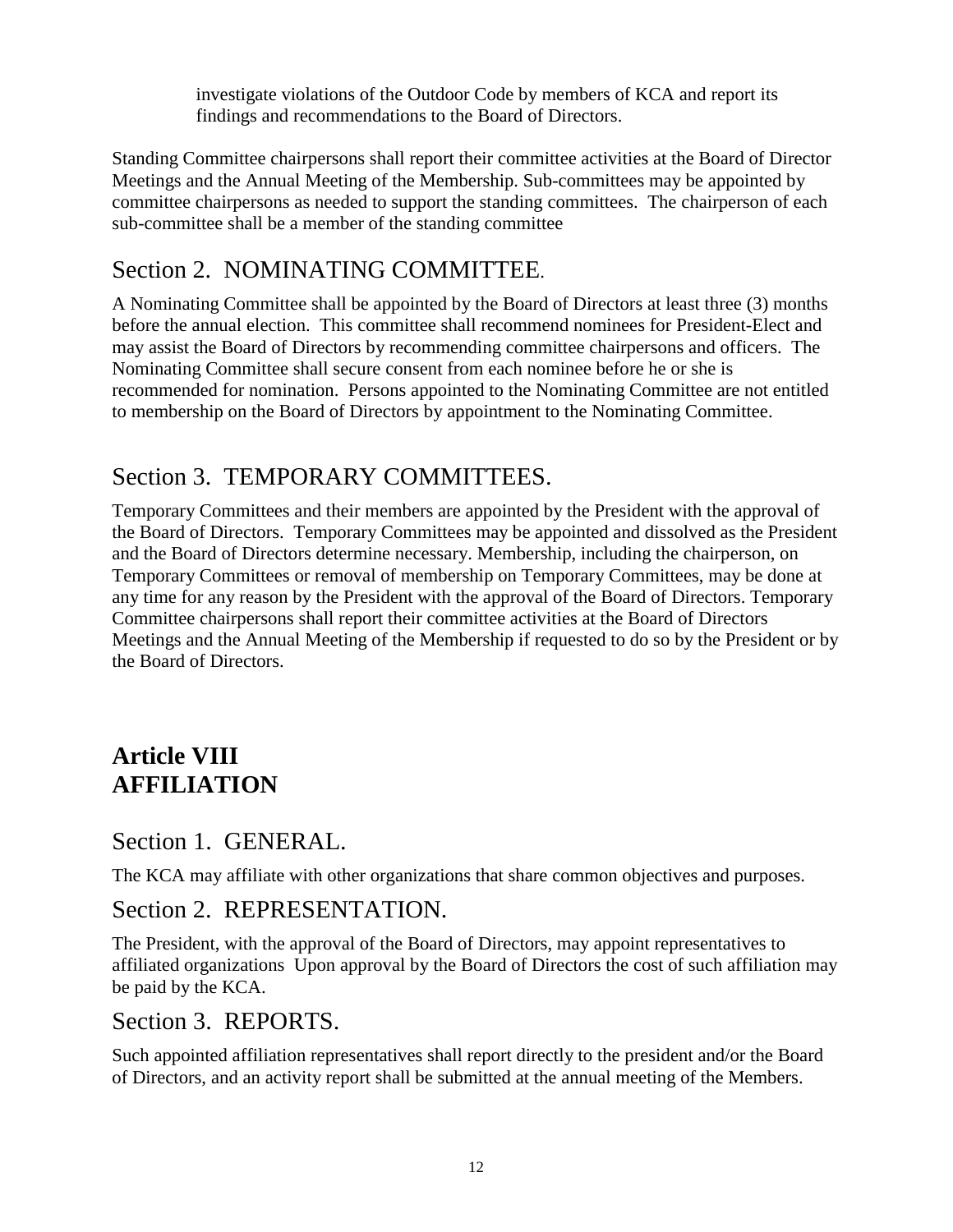investigate violations of the Outdoor Code by members of KCA and report its findings and recommendations to the Board of Directors.

Standing Committee chairpersons shall report their committee activities at the Board of Director Meetings and the Annual Meeting of the Membership. Sub-committees may be appointed by committee chairpersons as needed to support the standing committees. The chairperson of each sub-committee shall be a member of the standing committee

### Section 2. NOMINATING COMMITTEE.

A Nominating Committee shall be appointed by the Board of Directors at least three (3) months before the annual election. This committee shall recommend nominees for President-Elect and may assist the Board of Directors by recommending committee chairpersons and officers. The Nominating Committee shall secure consent from each nominee before he or she is recommended for nomination. Persons appointed to the Nominating Committee are not entitled to membership on the Board of Directors by appointment to the Nominating Committee.

### Section 3. TEMPORARY COMMITTEES.

Temporary Committees and their members are appointed by the President with the approval of the Board of Directors. Temporary Committees may be appointed and dissolved as the President and the Board of Directors determine necessary. Membership, including the chairperson, on Temporary Committees or removal of membership on Temporary Committees, may be done at any time for any reason by the President with the approval of the Board of Directors. Temporary Committee chairpersons shall report their committee activities at the Board of Directors Meetings and the Annual Meeting of the Membership if requested to do so by the President or by the Board of Directors.

## Article VIII
## AFFILIATION

### Section 1. GENERAL.

The KCA may affiliate with other organizations that share common objectives and purposes.

### Section 2. REPRESENTATION.

The President, with the approval of the Board of Directors, may appoint representatives to affiliated organizations Upon approval by the Board of Directors the cost of such affiliation may be paid by the KCA.

### Section 3. REPORTS.

Such appointed affiliation representatives shall report directly to the president and/or the Board of Directors, and an activity report shall be submitted at the annual meeting of the Members.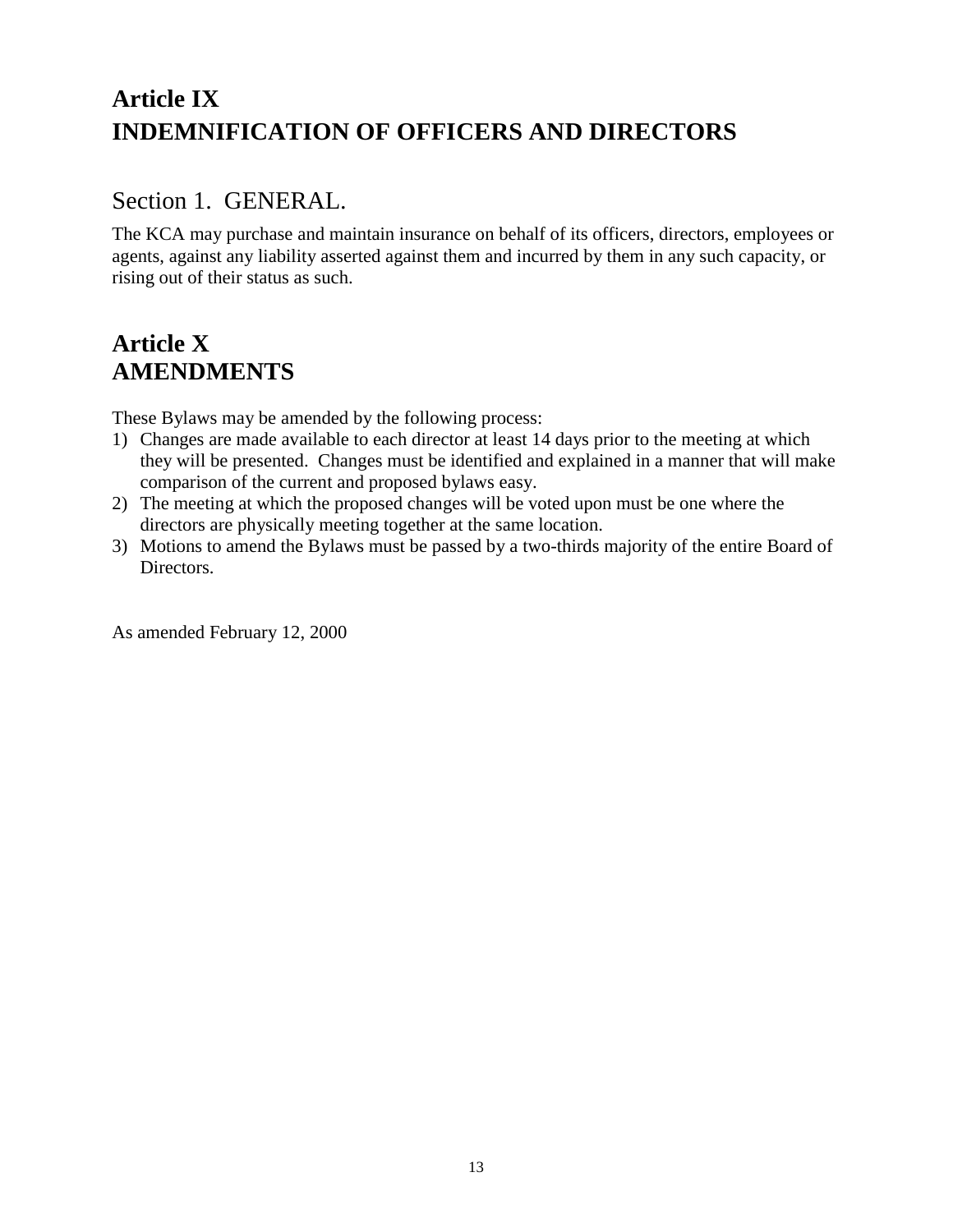# Article IX
# INDEMNIFICATION OF OFFICERS AND DIRECTORS

## Section 1. GENERAL.

The KCA may purchase and maintain insurance on behalf of its officers, directors, employees or agents, against any liability asserted against them and incurred by them in any such capacity, or rising out of their status as such.

# Article X
# AMENDMENTS

These Bylaws may be amended by the following process:

1) Changes are made available to each director at least 14 days prior to the meeting at which they will be presented. Changes must be identified and explained in a manner that will make comparison of the current and proposed bylaws easy.
2) The meeting at which the proposed changes will be voted upon must be one where the directors are physically meeting together at the same location.
3) Motions to amend the Bylaws must be passed by a two-thirds majority of the entire Board of Directors.

As amended February 12, 2000